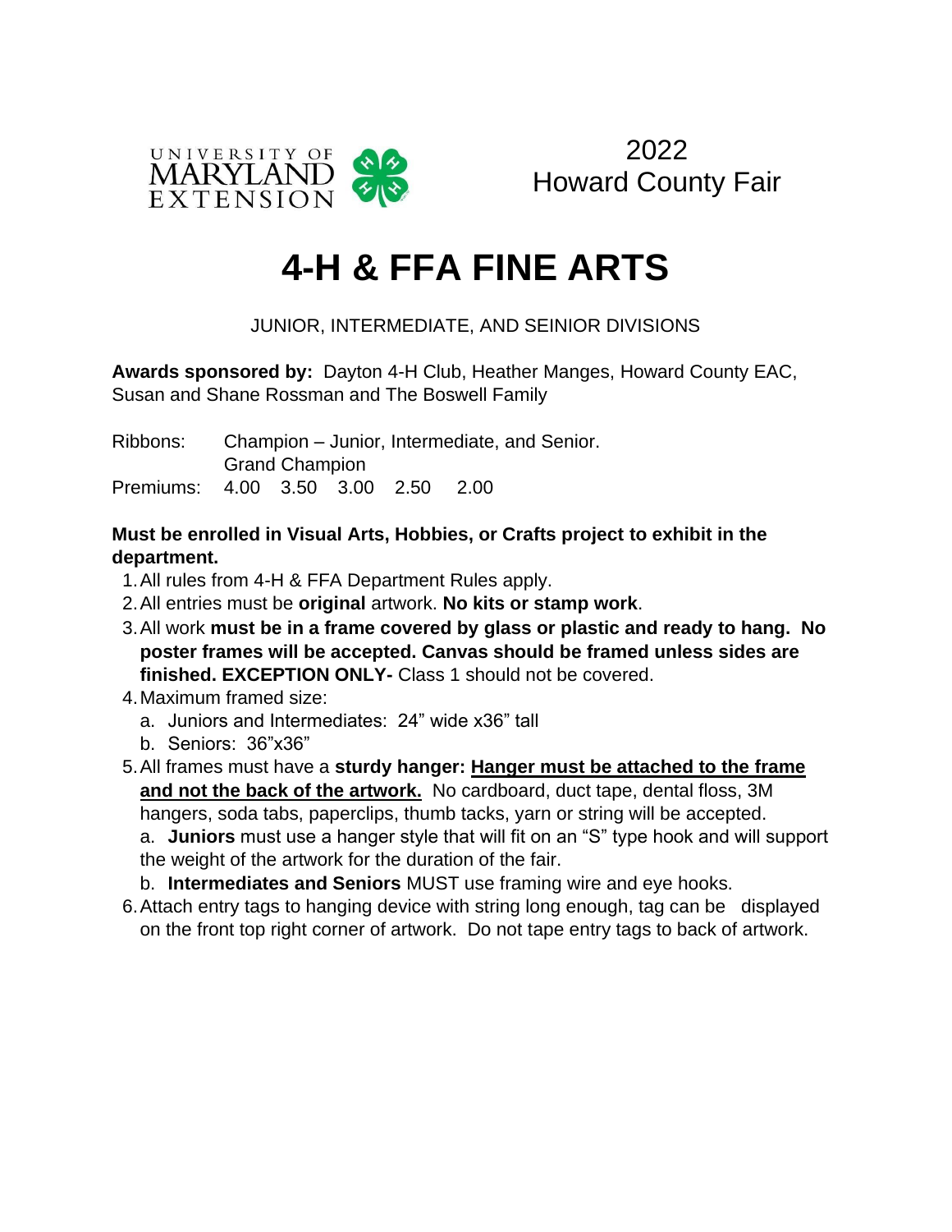UNIVERSITY OF MARYLAND EXTENSION

2022
Howard County Fair

# 4-H & FFA FINE ARTS

JUNIOR, INTERMEDIATE, AND SEINIOR DIVISIONS

**Awards sponsored by:** Dayton 4-H Club, Heather Manges, Howard County EAC, Susan and Shane Rossman and The Boswell Family

Ribbons: Champion – Junior, Intermediate, and Senior.
Grand Champion
Premiums: 4.00 3.50 3.00 2.50 2.00

**Must be enrolled in Visual Arts, Hobbies, or Crafts project to exhibit in the department.**

1. All rules from 4-H & FFA Department Rules apply.
2. All entries must be **original** artwork. **No kits or stamp work**.
3. All work **must be in a frame covered by glass or plastic and ready to hang. No poster frames will be accepted. Canvas should be framed unless sides are finished. EXCEPTION ONLY-** Class 1 should not be covered.
4. Maximum framed size:
   a. Juniors and Intermediates: 24" wide x36" tall
   b. Seniors: 36"x36"
5. All frames must have a **sturdy hanger: <u>Hanger must be attached to the frame and not the back of the artwork.</u>** No cardboard, duct tape, dental floss, 3M hangers, soda tabs, paperclips, thumb tacks, yarn or string will be accepted.
   a. **Juniors** must use a hanger style that will fit on an "S" type hook and will support the weight of the artwork for the duration of the fair.
   b. **Intermediates and Seniors** MUST use framing wire and eye hooks.
6. Attach entry tags to hanging device with string long enough, tag can be displayed on the front top right corner of artwork. Do not tape entry tags to back of artwork.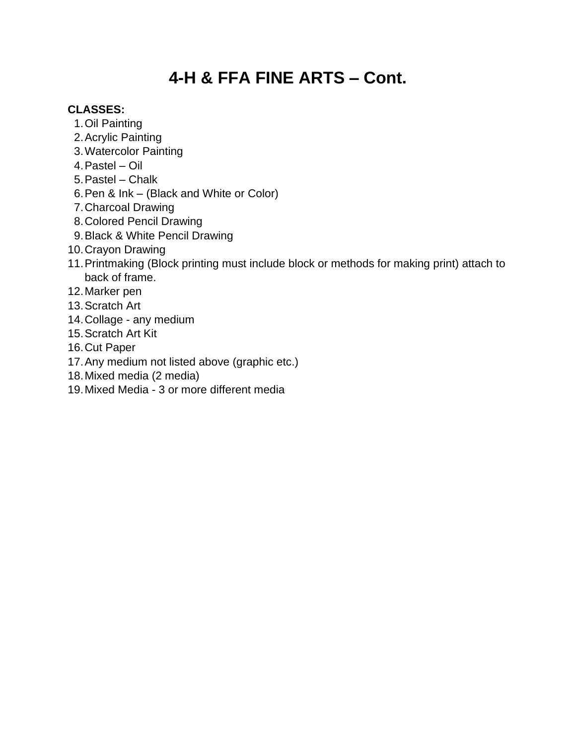# 4-H & FFA FINE ARTS – Cont.

**CLASSES:**

1. Oil Painting
2. Acrylic Painting
3. Watercolor Painting
4. Pastel – Oil
5. Pastel – Chalk
6. Pen & Ink – (Black and White or Color)
7. Charcoal Drawing
8. Colored Pencil Drawing
9. Black & White Pencil Drawing
10. Crayon Drawing
11. Printmaking (Block printing must include block or methods for making print) attach to back of frame.
12. Marker pen
13. Scratch Art
14. Collage - any medium
15. Scratch Art Kit
16. Cut Paper
17. Any medium not listed above (graphic etc.)
18. Mixed media (2 media)
19. Mixed Media - 3 or more different media